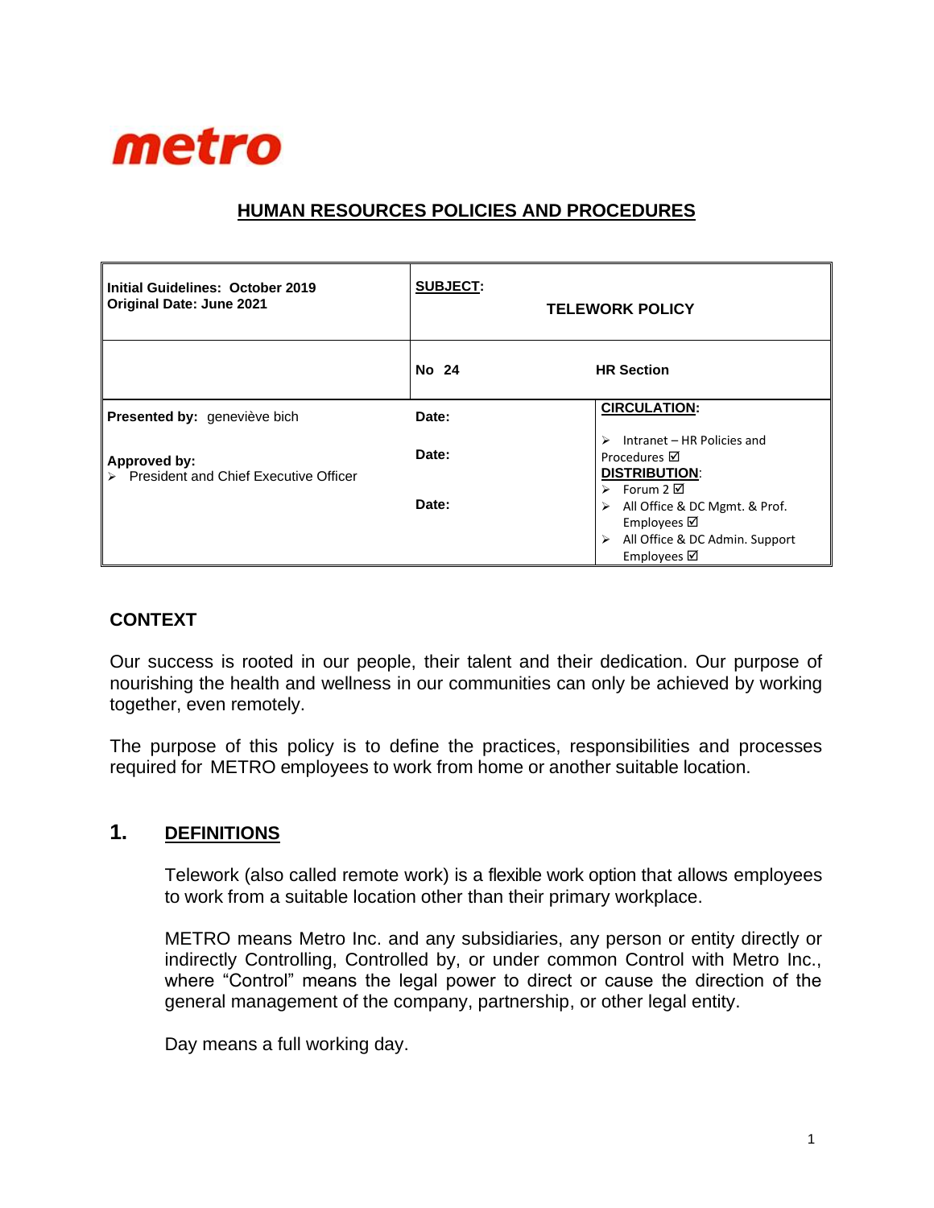metro

## HUMAN RESOURCES POLICIES AND PROCEDURES

| | | |
|---|---|---|
| **Initial Guidelines: October 2019**<br>**Original Date: June 2021** | **SUBJECT:**<br>**TELEWORK POLICY** | |
| | **No 24** | **HR Section** |
| **Presented by:** geneviève bich<br><br>**Approved by:**<br>➢ President and Chief Executive Officer | **Date:**<br><br>**Date:**<br><br>**Date:** | **CIRCULATION:**<br>➢ Intranet – HR Policies and Procedures ☑<br>**DISTRIBUTION:**<br>➢ Forum 2 ☑<br>➢ All Office & DC Mgmt. & Prof. Employees ☑<br>➢ All Office & DC Admin. Support Employees ☑ |

### CONTEXT

Our success is rooted in our people, their talent and their dedication. Our purpose of nourishing the health and wellness in our communities can only be achieved by working together, even remotely.

The purpose of this policy is to define the practices, responsibilities and processes required for METRO employees to work from home or another suitable location.

## 1. DEFINITIONS

Telework (also called remote work) is a flexible work option that allows employees to work from a suitable location other than their primary workplace.

METRO means Metro Inc. and any subsidiaries, any person or entity directly or indirectly Controlling, Controlled by, or under common Control with Metro Inc., where "Control" means the legal power to direct or cause the direction of the general management of the company, partnership, or other legal entity.

Day means a full working day.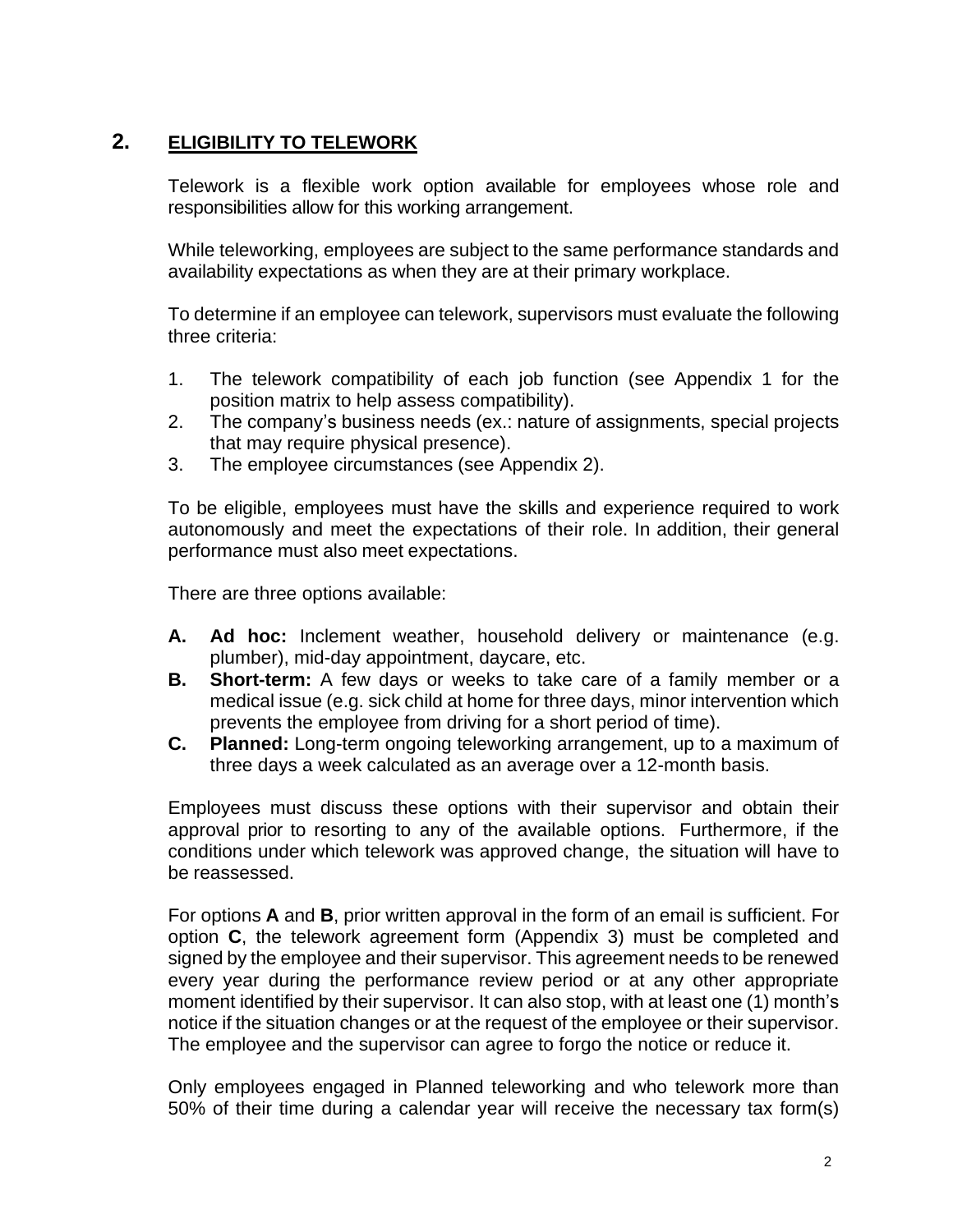## 2. ELIGIBILITY TO TELEWORK

Telework is a flexible work option available for employees whose role and responsibilities allow for this working arrangement.

While teleworking, employees are subject to the same performance standards and availability expectations as when they are at their primary workplace.

To determine if an employee can telework, supervisors must evaluate the following three criteria:

1. The telework compatibility of each job function (see Appendix 1 for the position matrix to help assess compatibility).
2. The company's business needs (ex.: nature of assignments, special projects that may require physical presence).
3. The employee circumstances (see Appendix 2).

To be eligible, employees must have the skills and experience required to work autonomously and meet the expectations of their role. In addition, their general performance must also meet expectations.

There are three options available:

- **A. Ad hoc:** Inclement weather, household delivery or maintenance (e.g. plumber), mid-day appointment, daycare, etc.
- **B. Short-term:** A few days or weeks to take care of a family member or a medical issue (e.g. sick child at home for three days, minor intervention which prevents the employee from driving for a short period of time).
- **C. Planned:** Long-term ongoing teleworking arrangement, up to a maximum of three days a week calculated as an average over a 12-month basis.

Employees must discuss these options with their supervisor and obtain their approval prior to resorting to any of the available options. Furthermore, if the conditions under which telework was approved change, the situation will have to be reassessed.

For options **A** and **B**, prior written approval in the form of an email is sufficient. For option **C**, the telework agreement form (Appendix 3) must be completed and signed by the employee and their supervisor. This agreement needs to be renewed every year during the performance review period or at any other appropriate moment identified by their supervisor. It can also stop, with at least one (1) month's notice if the situation changes or at the request of the employee or their supervisor. The employee and the supervisor can agree to forgo the notice or reduce it.

Only employees engaged in Planned teleworking and who telework more than 50% of their time during a calendar year will receive the necessary tax form(s)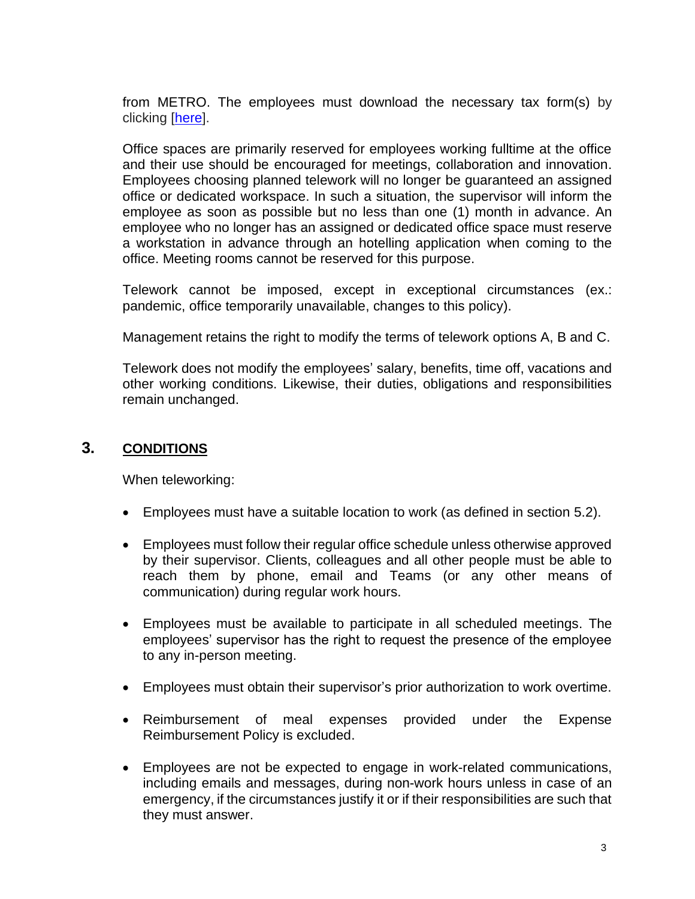from METRO. The employees must download the necessary tax form(s) by clicking [here].

Office spaces are primarily reserved for employees working fulltime at the office and their use should be encouraged for meetings, collaboration and innovation. Employees choosing planned telework will no longer be guaranteed an assigned office or dedicated workspace. In such a situation, the supervisor will inform the employee as soon as possible but no less than one (1) month in advance. An employee who no longer has an assigned or dedicated office space must reserve a workstation in advance through an hotelling application when coming to the office. Meeting rooms cannot be reserved for this purpose.

Telework cannot be imposed, except in exceptional circumstances (ex.: pandemic, office temporarily unavailable, changes to this policy).

Management retains the right to modify the terms of telework options A, B and C.

Telework does not modify the employees' salary, benefits, time off, vacations and other working conditions. Likewise, their duties, obligations and responsibilities remain unchanged.

## 3. CONDITIONS

When teleworking:

- Employees must have a suitable location to work (as defined in section 5.2).
- Employees must follow their regular office schedule unless otherwise approved by their supervisor. Clients, colleagues and all other people must be able to reach them by phone, email and Teams (or any other means of communication) during regular work hours.
- Employees must be available to participate in all scheduled meetings. The employees' supervisor has the right to request the presence of the employee to any in-person meeting.
- Employees must obtain their supervisor's prior authorization to work overtime.
- Reimbursement of meal expenses provided under the Expense Reimbursement Policy is excluded.
- Employees are not be expected to engage in work-related communications, including emails and messages, during non-work hours unless in case of an emergency, if the circumstances justify it or if their responsibilities are such that they must answer.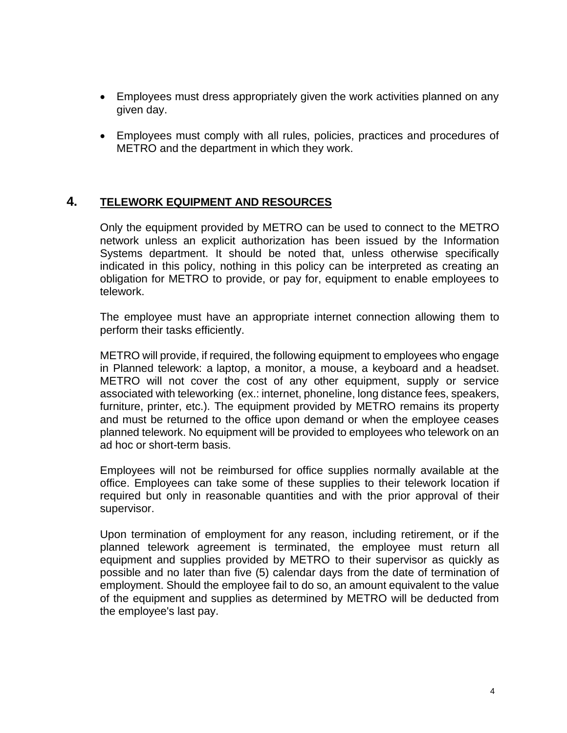- Employees must dress appropriately given the work activities planned on any given day.
- Employees must comply with all rules, policies, practices and procedures of METRO and the department in which they work.

## 4. TELEWORK EQUIPMENT AND RESOURCES

Only the equipment provided by METRO can be used to connect to the METRO network unless an explicit authorization has been issued by the Information Systems department. It should be noted that, unless otherwise specifically indicated in this policy, nothing in this policy can be interpreted as creating an obligation for METRO to provide, or pay for, equipment to enable employees to telework.

The employee must have an appropriate internet connection allowing them to perform their tasks efficiently.

METRO will provide, if required, the following equipment to employees who engage in Planned telework: a laptop, a monitor, a mouse, a keyboard and a headset. METRO will not cover the cost of any other equipment, supply or service associated with teleworking (ex.: internet, phoneline, long distance fees, speakers, furniture, printer, etc.). The equipment provided by METRO remains its property and must be returned to the office upon demand or when the employee ceases planned telework. No equipment will be provided to employees who telework on an ad hoc or short-term basis.

Employees will not be reimbursed for office supplies normally available at the office. Employees can take some of these supplies to their telework location if required but only in reasonable quantities and with the prior approval of their supervisor.

Upon termination of employment for any reason, including retirement, or if the planned telework agreement is terminated, the employee must return all equipment and supplies provided by METRO to their supervisor as quickly as possible and no later than five (5) calendar days from the date of termination of employment. Should the employee fail to do so, an amount equivalent to the value of the equipment and supplies as determined by METRO will be deducted from the employee's last pay.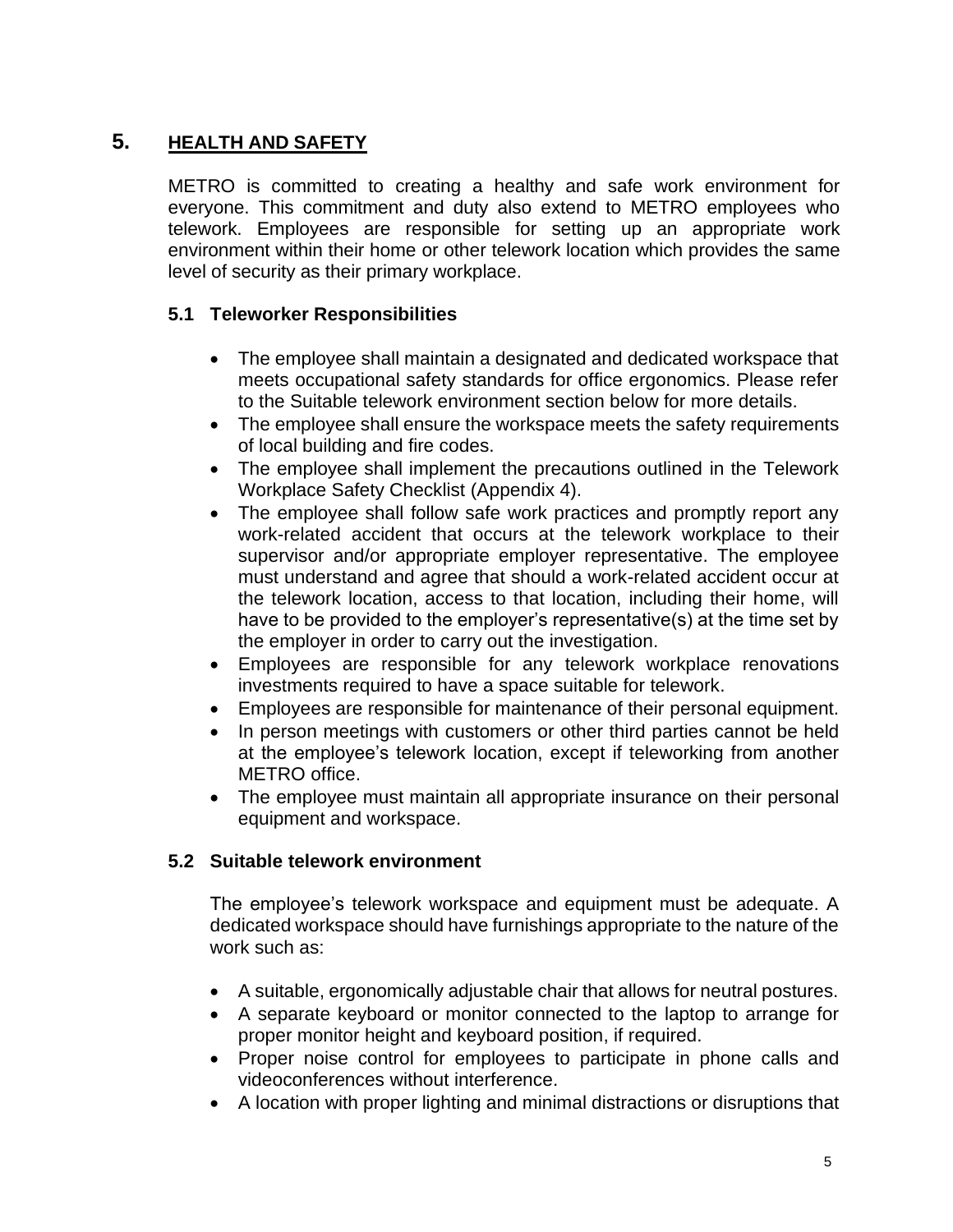## 5. HEALTH AND SAFETY

METRO is committed to creating a healthy and safe work environment for everyone. This commitment and duty also extend to METRO employees who telework. Employees are responsible for setting up an appropriate work environment within their home or other telework location which provides the same level of security as their primary workplace.

### 5.1 Teleworker Responsibilities

- The employee shall maintain a designated and dedicated workspace that meets occupational safety standards for office ergonomics. Please refer to the Suitable telework environment section below for more details.
- The employee shall ensure the workspace meets the safety requirements of local building and fire codes.
- The employee shall implement the precautions outlined in the Telework Workplace Safety Checklist (Appendix 4).
- The employee shall follow safe work practices and promptly report any work-related accident that occurs at the telework workplace to their supervisor and/or appropriate employer representative. The employee must understand and agree that should a work-related accident occur at the telework location, access to that location, including their home, will have to be provided to the employer's representative(s) at the time set by the employer in order to carry out the investigation.
- Employees are responsible for any telework workplace renovations investments required to have a space suitable for telework.
- Employees are responsible for maintenance of their personal equipment.
- In person meetings with customers or other third parties cannot be held at the employee's telework location, except if teleworking from another METRO office.
- The employee must maintain all appropriate insurance on their personal equipment and workspace.

### 5.2 Suitable telework environment

The employee's telework workspace and equipment must be adequate. A dedicated workspace should have furnishings appropriate to the nature of the work such as:

- A suitable, ergonomically adjustable chair that allows for neutral postures.
- A separate keyboard or monitor connected to the laptop to arrange for proper monitor height and keyboard position, if required.
- Proper noise control for employees to participate in phone calls and videoconferences without interference.
- A location with proper lighting and minimal distractions or disruptions that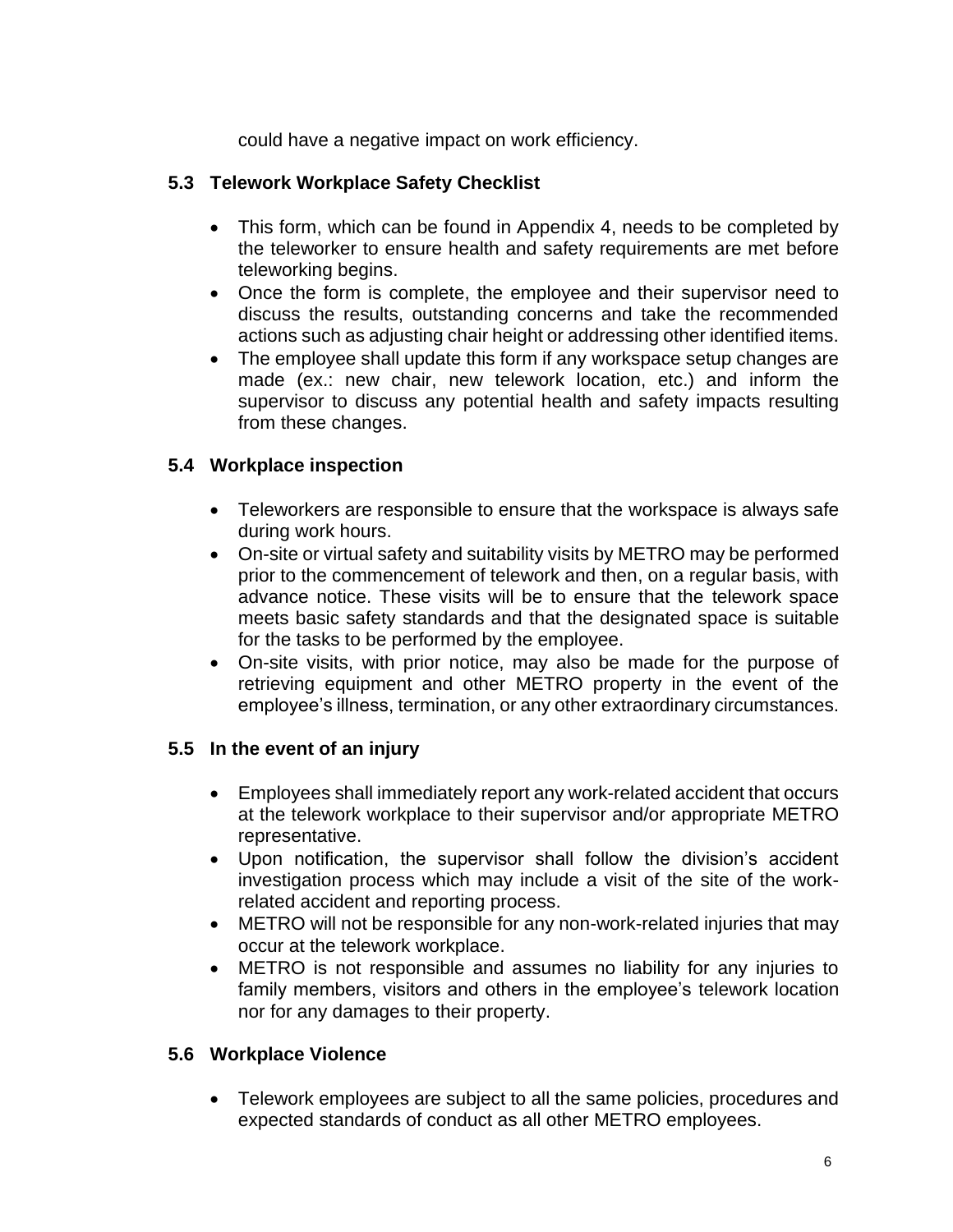could have a negative impact on work efficiency.

### 5.3 Telework Workplace Safety Checklist

- This form, which can be found in Appendix 4, needs to be completed by the teleworker to ensure health and safety requirements are met before teleworking begins.
- Once the form is complete, the employee and their supervisor need to discuss the results, outstanding concerns and take the recommended actions such as adjusting chair height or addressing other identified items.
- The employee shall update this form if any workspace setup changes are made (ex.: new chair, new telework location, etc.) and inform the supervisor to discuss any potential health and safety impacts resulting from these changes.

### 5.4 Workplace inspection

- Teleworkers are responsible to ensure that the workspace is always safe during work hours.
- On-site or virtual safety and suitability visits by METRO may be performed prior to the commencement of telework and then, on a regular basis, with advance notice. These visits will be to ensure that the telework space meets basic safety standards and that the designated space is suitable for the tasks to be performed by the employee.
- On-site visits, with prior notice, may also be made for the purpose of retrieving equipment and other METRO property in the event of the employee's illness, termination, or any other extraordinary circumstances.

### 5.5 In the event of an injury

- Employees shall immediately report any work-related accident that occurs at the telework workplace to their supervisor and/or appropriate METRO representative.
- Upon notification, the supervisor shall follow the division's accident investigation process which may include a visit of the site of the work-related accident and reporting process.
- METRO will not be responsible for any non-work-related injuries that may occur at the telework workplace.
- METRO is not responsible and assumes no liability for any injuries to family members, visitors and others in the employee's telework location nor for any damages to their property.

### 5.6 Workplace Violence

- Telework employees are subject to all the same policies, procedures and expected standards of conduct as all other METRO employees.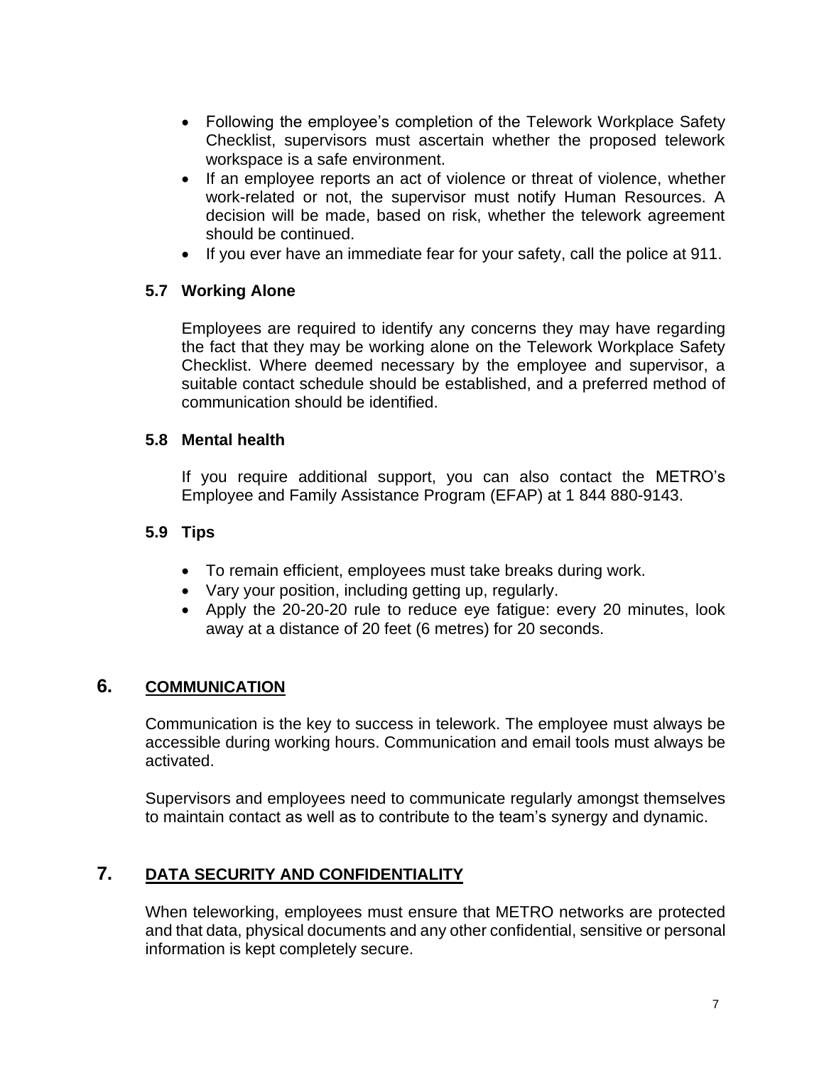- Following the employee's completion of the Telework Workplace Safety Checklist, supervisors must ascertain whether the proposed telework workspace is a safe environment.
- If an employee reports an act of violence or threat of violence, whether work-related or not, the supervisor must notify Human Resources. A decision will be made, based on risk, whether the telework agreement should be continued.
- If you ever have an immediate fear for your safety, call the police at 911.

### 5.7 Working Alone

Employees are required to identify any concerns they may have regarding the fact that they may be working alone on the Telework Workplace Safety Checklist. Where deemed necessary by the employee and supervisor, a suitable contact schedule should be established, and a preferred method of communication should be identified.

### 5.8 Mental health

If you require additional support, you can also contact the METRO's Employee and Family Assistance Program (EFAP) at 1 844 880-9143.

### 5.9 Tips

- To remain efficient, employees must take breaks during work.
- Vary your position, including getting up, regularly.
- Apply the 20-20-20 rule to reduce eye fatigue: every 20 minutes, look away at a distance of 20 feet (6 metres) for 20 seconds.

## 6. COMMUNICATION

Communication is the key to success in telework. The employee must always be accessible during working hours. Communication and email tools must always be activated.

Supervisors and employees need to communicate regularly amongst themselves to maintain contact as well as to contribute to the team's synergy and dynamic.

## 7. DATA SECURITY AND CONFIDENTIALITY

When teleworking, employees must ensure that METRO networks are protected and that data, physical documents and any other confidential, sensitive or personal information is kept completely secure.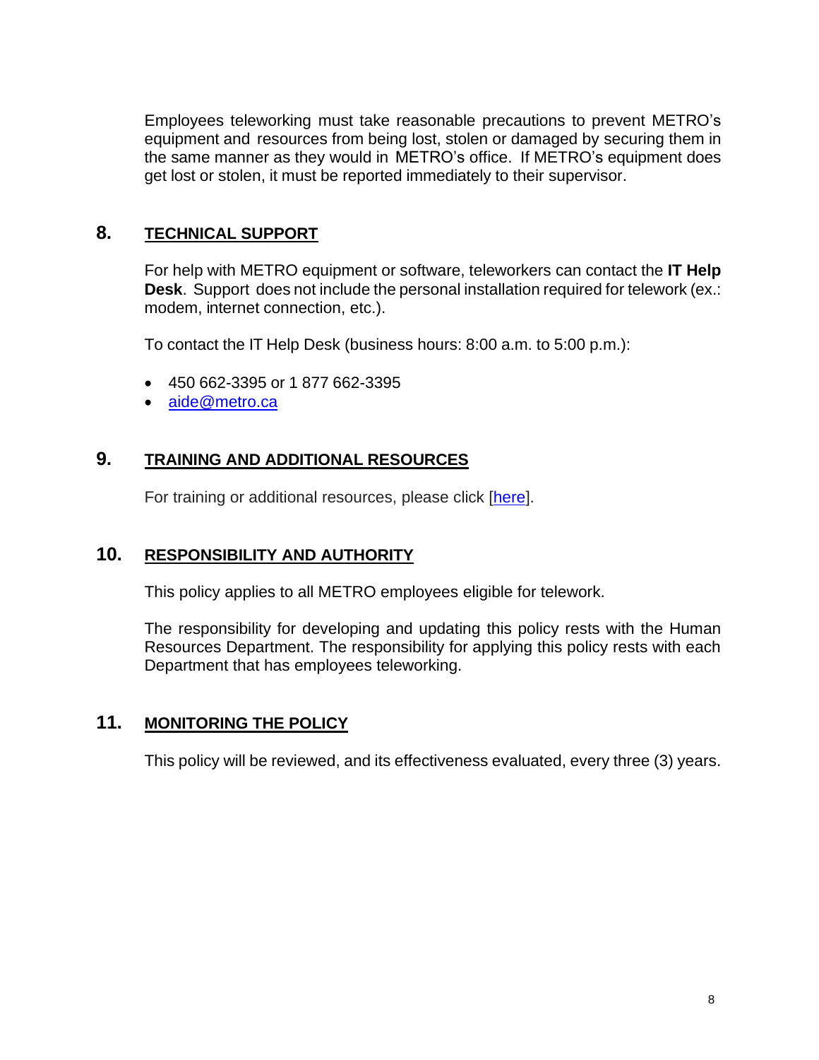Employees teleworking must take reasonable precautions to prevent METRO's equipment and resources from being lost, stolen or damaged by securing them in the same manner as they would in METRO's office. If METRO's equipment does get lost or stolen, it must be reported immediately to their supervisor.

## 8. TECHNICAL SUPPORT

For help with METRO equipment or software, teleworkers can contact the **IT Help Desk**. Support does not include the personal installation required for telework (ex.: modem, internet connection, etc.).

To contact the IT Help Desk (business hours: 8:00 a.m. to 5:00 p.m.):

- 450 662-3395 or 1 877 662-3395
- aide@metro.ca

## 9. TRAINING AND ADDITIONAL RESOURCES

For training or additional resources, please click [here].

## 10. RESPONSIBILITY AND AUTHORITY

This policy applies to all METRO employees eligible for telework.

The responsibility for developing and updating this policy rests with the Human Resources Department. The responsibility for applying this policy rests with each Department that has employees teleworking.

## 11. MONITORING THE POLICY

This policy will be reviewed, and its effectiveness evaluated, every three (3) years.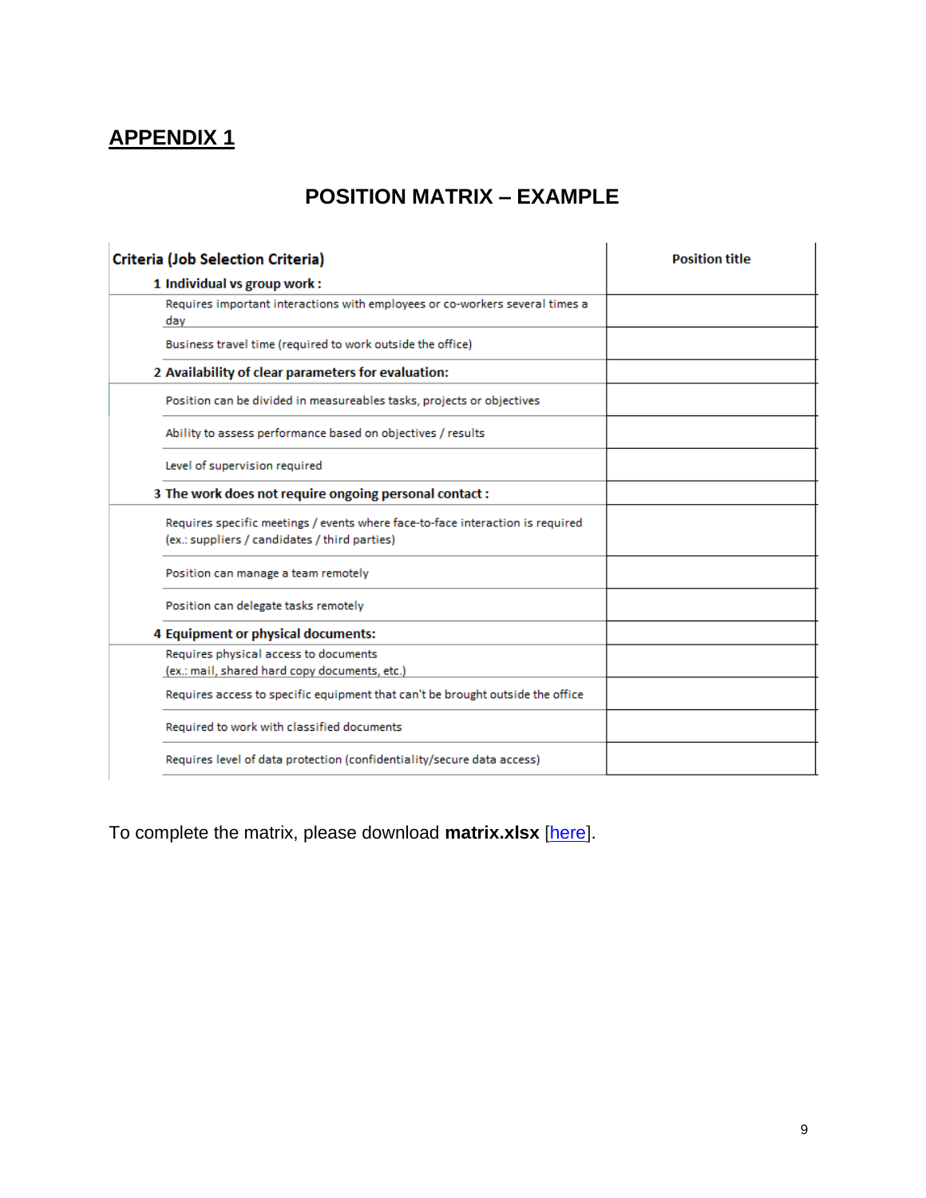## APPENDIX 1

## POSITION MATRIX – EXAMPLE

| Criteria (Job Selection Criteria) | Position title |
|---|---|
| **1 Individual vs group work :** | |
| Requires important interactions with employees or co-workers several times a day | |
| Business travel time (required to work outside the office) | |
| **2 Availability of clear parameters for evaluation:** | |
| Position can be divided in measureables tasks, projects or objectives | |
| Ability to assess performance based on objectives / results | |
| Level of supervision required | |
| **3 The work does not require ongoing personal contact :** | |
| Requires specific meetings / events where face-to-face interaction is required (ex.: suppliers / candidates / third parties) | |
| Position can manage a team remotely | |
| Position can delegate tasks remotely | |
| **4 Equipment or physical documents:** | |
| Requires physical access to documents (ex.: mail, shared hard copy documents, etc.) | |
| Requires access to specific equipment that can't be brought outside the office | |
| Required to work with classified documents | |
| Requires level of data protection (confidentiality/secure data access) | |

To complete the matrix, please download **matrix.xlsx** [here].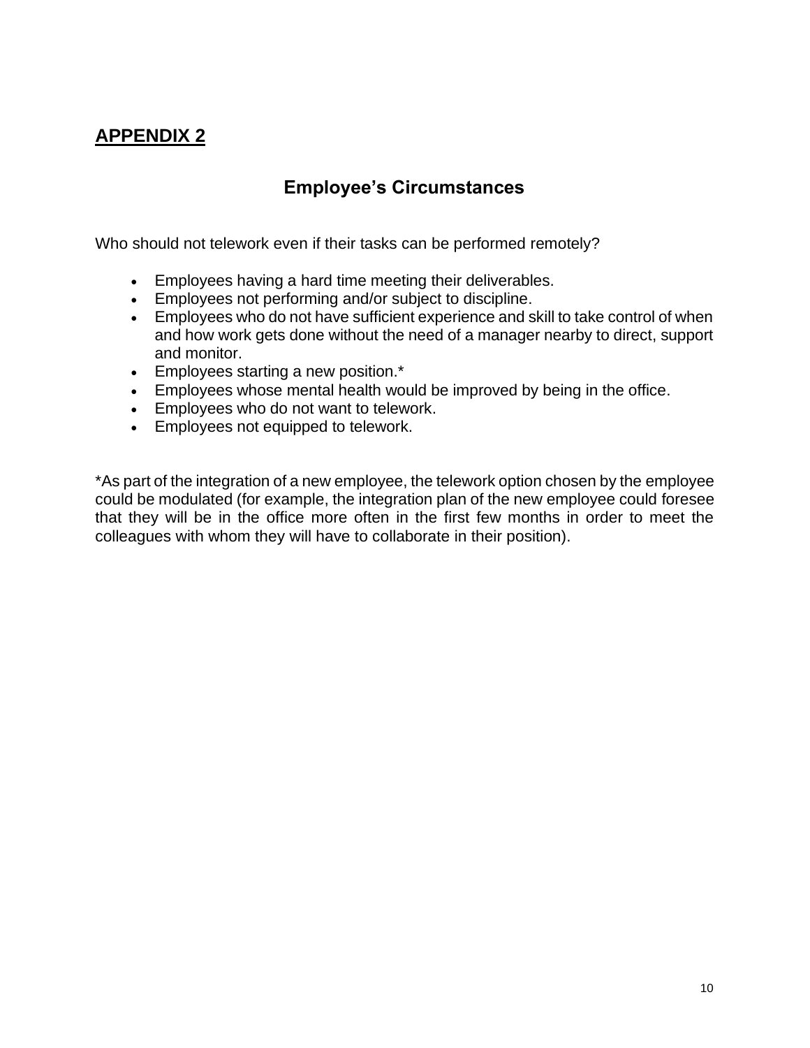## APPENDIX 2

### Employee's Circumstances

Who should not telework even if their tasks can be performed remotely?

- Employees having a hard time meeting their deliverables.
- Employees not performing and/or subject to discipline.
- Employees who do not have sufficient experience and skill to take control of when and how work gets done without the need of a manager nearby to direct, support and monitor.
- Employees starting a new position.*
- Employees whose mental health would be improved by being in the office.
- Employees who do not want to telework.
- Employees not equipped to telework.

*As part of the integration of a new employee, the telework option chosen by the employee could be modulated (for example, the integration plan of the new employee could foresee that they will be in the office more often in the first few months in order to meet the colleagues with whom they will have to collaborate in their position).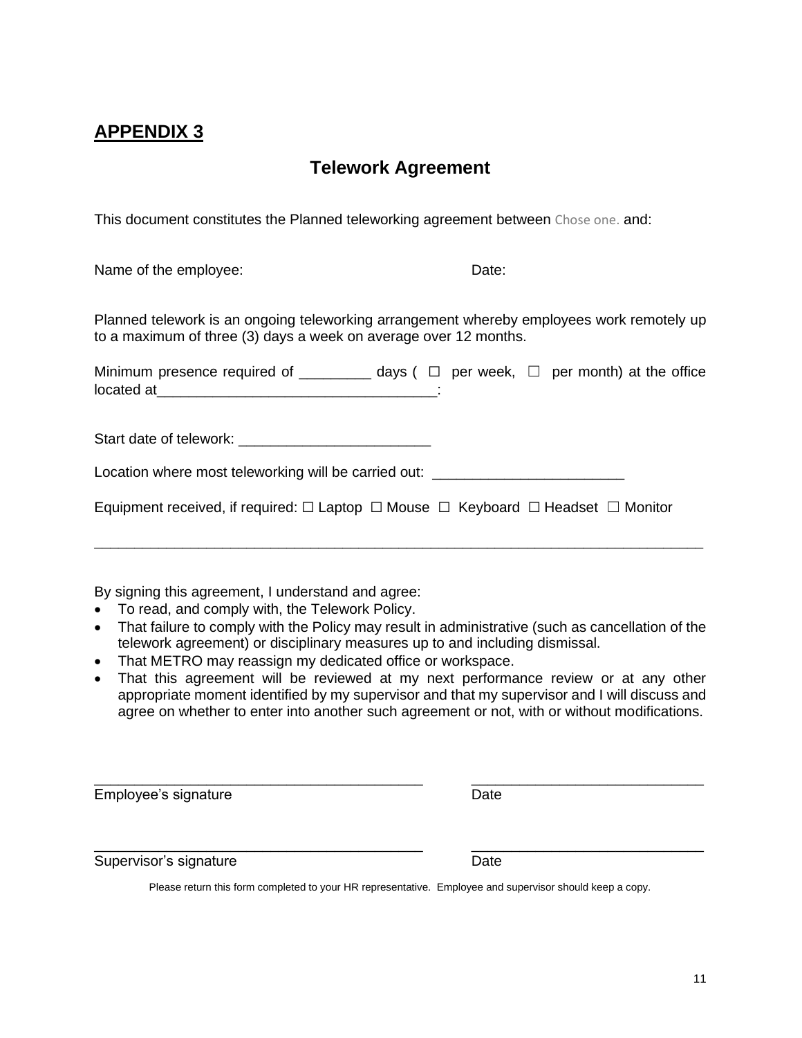## APPENDIX 3

# Telework Agreement

This document constitutes the Planned teleworking agreement between Chose one. and:

Name of the employee: Date:

Planned telework is an ongoing teleworking arrangement whereby employees work remotely up to a maximum of three (3) days a week on average over 12 months.

Minimum presence required of _________ days ( ☐ per week, ☐ per month) at the office located at___________________________________:

Start date of telework: _______________________

Location where most teleworking will be carried out: _______________________

Equipment received, if required: ☐ Laptop ☐ Mouse ☐ Keyboard ☐ Headset ☐ Monitor

_______________________________________________________________________________

By signing this agreement, I understand and agree:

- To read, and comply with, the Telework Policy.
- That failure to comply with the Policy may result in administrative (such as cancellation of the telework agreement) or disciplinary measures up to and including dismissal.
- That METRO may reassign my dedicated office or workspace.
- That this agreement will be reviewed at my next performance review or at any other appropriate moment identified by my supervisor and that my supervisor and I will discuss and agree on whether to enter into another such agreement or not, with or without modifications.

_________________________________________ _____________________________

Employee's signature Date

_________________________________________ _____________________________

Supervisor's signature Date

Please return this form completed to your HR representative. Employee and supervisor should keep a copy.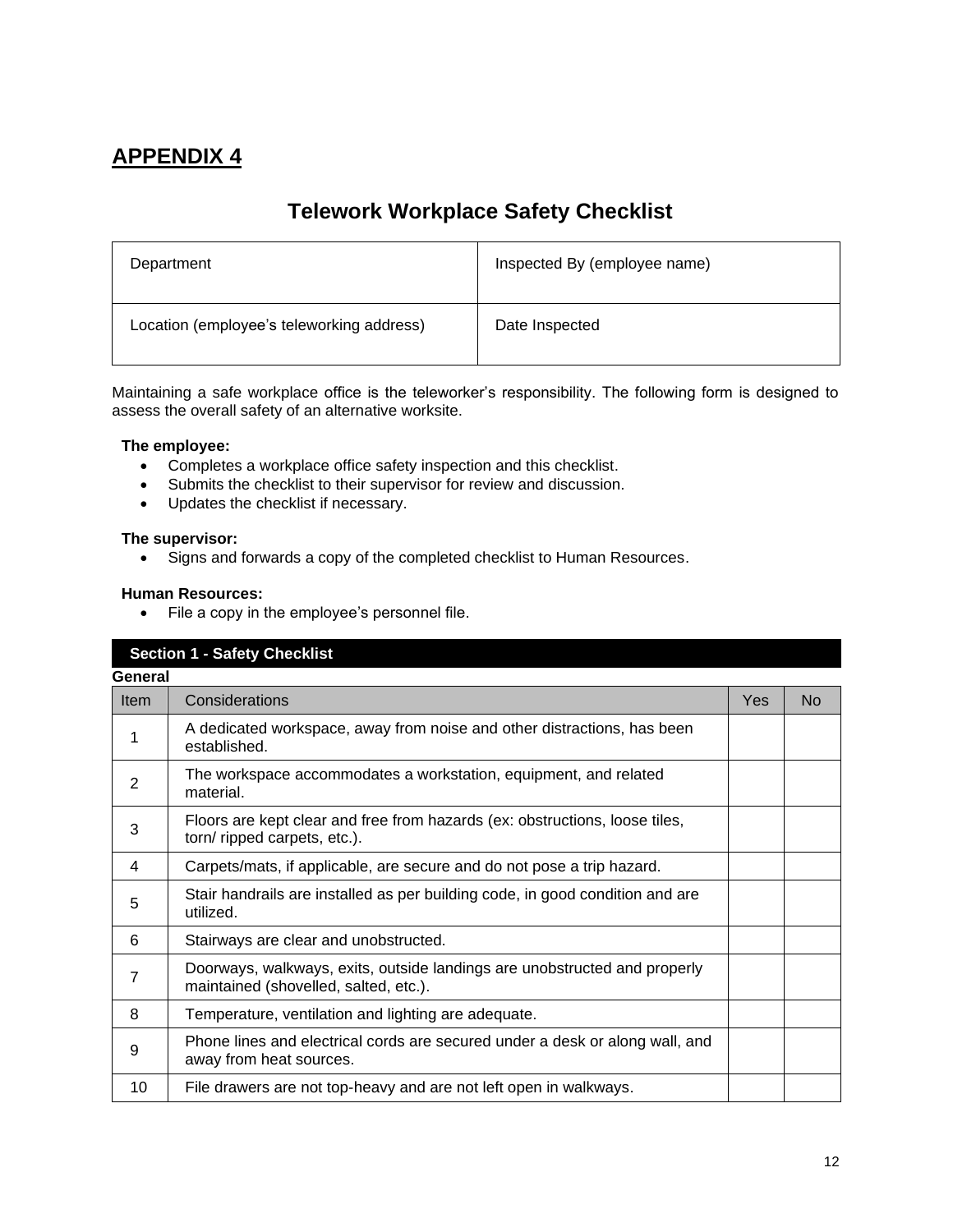## APPENDIX 4

# Telework Workplace Safety Checklist

| Department | Inspected By (employee name) |
|---|---|
| Location (employee's teleworking address) | Date Inspected |

Maintaining a safe workplace office is the teleworker's responsibility. The following form is designed to assess the overall safety of an alternative worksite.

**The employee:**

- Completes a workplace office safety inspection and this checklist.
- Submits the checklist to their supervisor for review and discussion.
- Updates the checklist if necessary.

**The supervisor:**

- Signs and forwards a copy of the completed checklist to Human Resources.

**Human Resources:**

- File a copy in the employee's personnel file.

### Section 1 - Safety Checklist

**General**

| Item | Considerations | Yes | No |
|---|---|---|---|
| 1 | A dedicated workspace, away from noise and other distractions, has been established. | | |
| 2 | The workspace accommodates a workstation, equipment, and related material. | | |
| 3 | Floors are kept clear and free from hazards (ex: obstructions, loose tiles, torn/ ripped carpets, etc.). | | |
| 4 | Carpets/mats, if applicable, are secure and do not pose a trip hazard. | | |
| 5 | Stair handrails are installed as per building code, in good condition and are utilized. | | |
| 6 | Stairways are clear and unobstructed. | | |
| 7 | Doorways, walkways, exits, outside landings are unobstructed and properly maintained (shovelled, salted, etc.). | | |
| 8 | Temperature, ventilation and lighting are adequate. | | |
| 9 | Phone lines and electrical cords are secured under a desk or along wall, and away from heat sources. | | |
| 10 | File drawers are not top-heavy and are not left open in walkways. | | |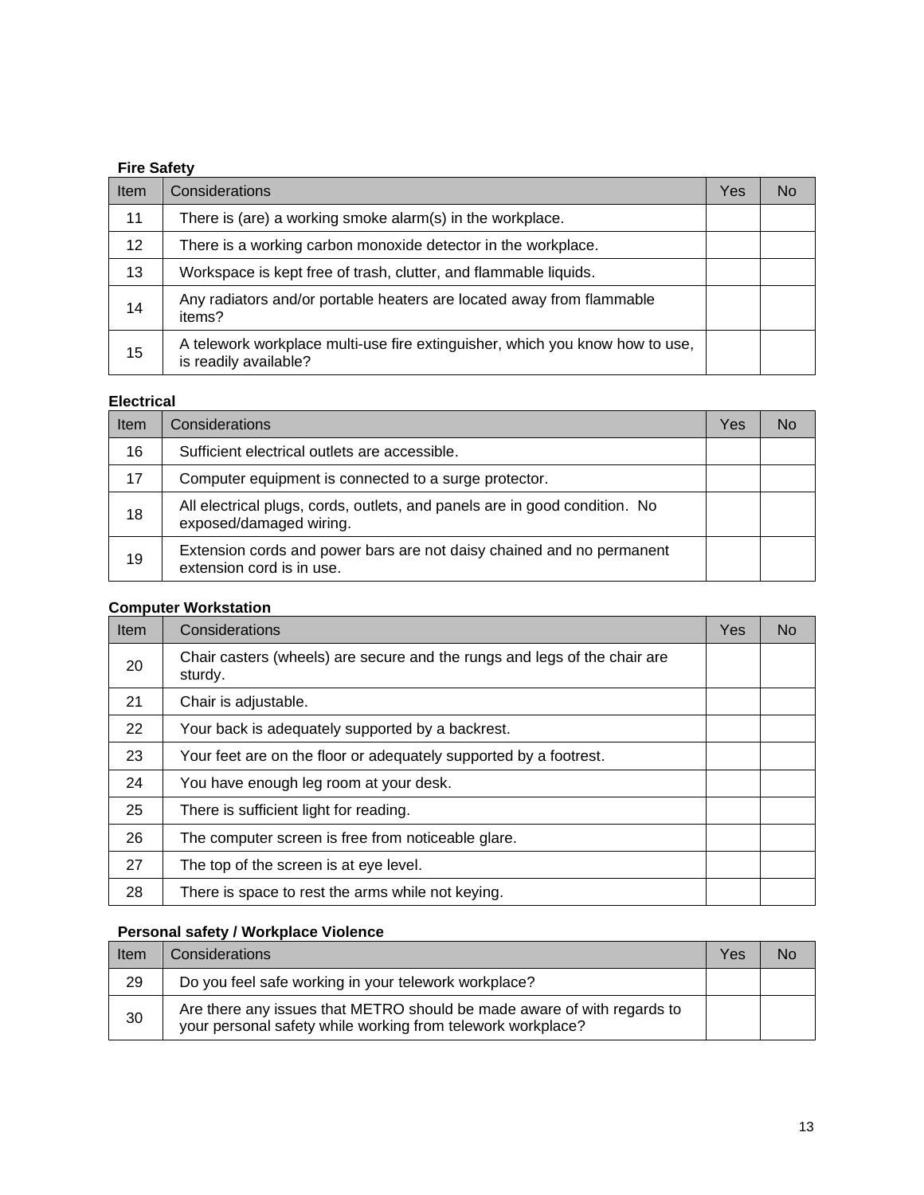**Fire Safety**

| Item | Considerations | Yes | No |
|---|---|---|---|
| 11 | There is (are) a working smoke alarm(s) in the workplace. | | |
| 12 | There is a working carbon monoxide detector in the workplace. | | |
| 13 | Workspace is kept free of trash, clutter, and flammable liquids. | | |
| 14 | Any radiators and/or portable heaters are located away from flammable items? | | |
| 15 | A telework workplace multi-use fire extinguisher, which you know how to use, is readily available? | | |

**Electrical**

| Item | Considerations | Yes | No |
|---|---|---|---|
| 16 | Sufficient electrical outlets are accessible. | | |
| 17 | Computer equipment is connected to a surge protector. | | |
| 18 | All electrical plugs, cords, outlets, and panels are in good condition. No exposed/damaged wiring. | | |
| 19 | Extension cords and power bars are not daisy chained and no permanent extension cord is in use. | | |

**Computer Workstation**

| Item | Considerations | Yes | No |
|---|---|---|---|
| 20 | Chair casters (wheels) are secure and the rungs and legs of the chair are sturdy. | | |
| 21 | Chair is adjustable. | | |
| 22 | Your back is adequately supported by a backrest. | | |
| 23 | Your feet are on the floor or adequately supported by a footrest. | | |
| 24 | You have enough leg room at your desk. | | |
| 25 | There is sufficient light for reading. | | |
| 26 | The computer screen is free from noticeable glare. | | |
| 27 | The top of the screen is at eye level. | | |
| 28 | There is space to rest the arms while not keying. | | |

**Personal safety / Workplace Violence**

| Item | Considerations | Yes | No |
|---|---|---|---|
| 29 | Do you feel safe working in your telework workplace? | | |
| 30 | Are there any issues that METRO should be made aware of with regards to your personal safety while working from telework workplace? | | |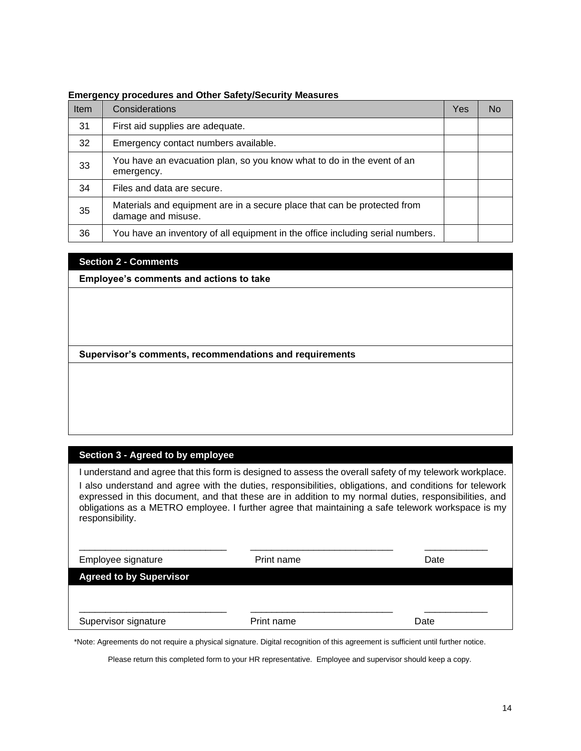**Emergency procedures and Other Safety/Security Measures**

| Item | Considerations | Yes | No |
|---|---|---|---|
| 31 | First aid supplies are adequate. | | |
| 32 | Emergency contact numbers available. | | |
| 33 | You have an evacuation plan, so you know what to do in the event of an emergency. | | |
| 34 | Files and data are secure. | | |
| 35 | Materials and equipment are in a secure place that can be protected from damage and misuse. | | |
| 36 | You have an inventory of all equipment in the office including serial numbers. | | |

## Section 2 - Comments

**Employee's comments and actions to take**

**Supervisor's comments, recommendations and requirements**

## Section 3 - Agreed to by employee

I understand and agree that this form is designed to assess the overall safety of my telework workplace.

I also understand and agree with the duties, responsibilities, obligations, and conditions for telework expressed in this document, and that these are in addition to my normal duties, responsibilities, and obligations as a METRO employee. I further agree that maintaining a safe telework workspace is my responsibility.

\_\_\_\_\_\_\_\_\_\_\_\_\_\_\_\_\_\_\_\_\_\_\_\_\_\_\_\_ \_\_\_\_\_\_\_\_\_\_\_\_\_\_\_\_\_\_\_\_\_\_\_\_\_\_\_ \_\_\_\_\_\_\_\_\_\_\_\_

Employee signature Print name Date

**Agreed to by Supervisor**

\_\_\_\_\_\_\_\_\_\_\_\_\_\_\_\_\_\_\_\_\_\_\_\_\_\_\_\_ \_\_\_\_\_\_\_\_\_\_\_\_\_\_\_\_\_\_\_\_\_\_\_\_\_\_\_ \_\_\_\_\_\_\_\_\_\_\_\_

Supervisor signature Print name Date

*Note: Agreements do not require a physical signature. Digital recognition of this agreement is sufficient until further notice.

Please return this completed form to your HR representative. Employee and supervisor should keep a copy.